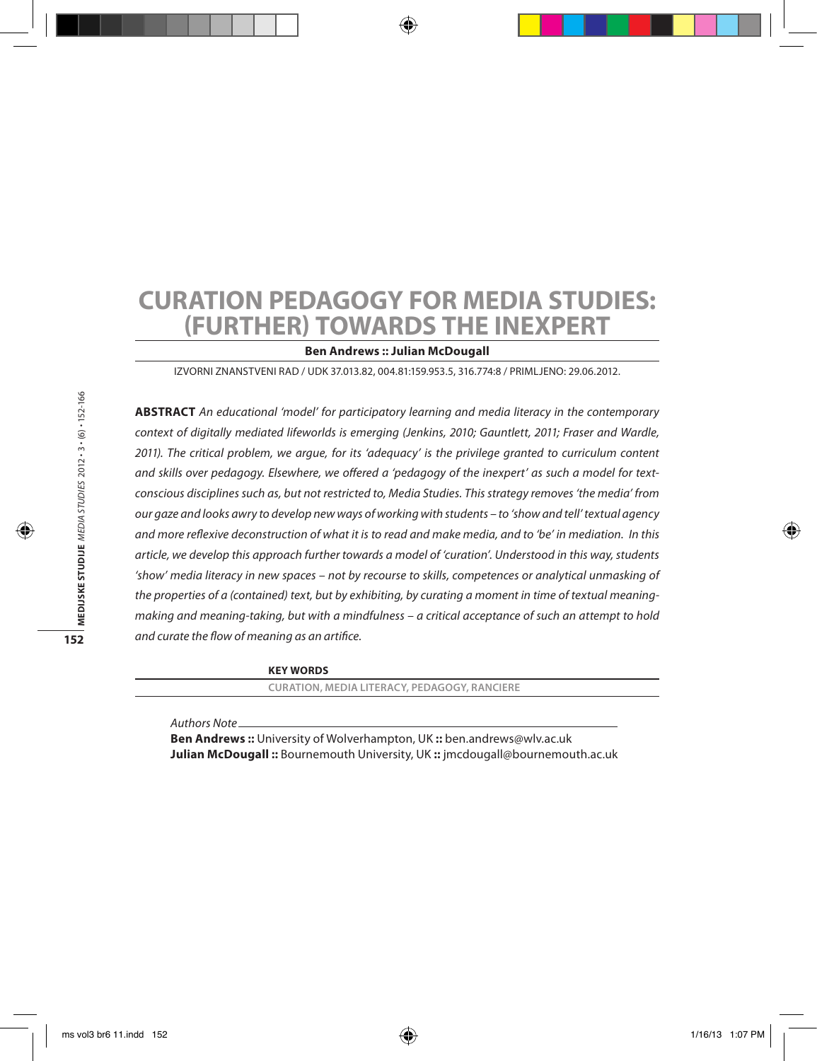# CURATION PEDAGOGY FOR MEDIA STUDIES: (FURTHER) TOWARDS THE INEXPERT

**Ben Andrews :: Julian McDougall**

IZVORNI ZNANSTVENI RAD / UDK 37.013.82, 004.81:159.953.5, 316.774:8 / PRIMLJENO: 29.06.2012.

**ABSTRACT** *An educational 'model' for participatory learning and media literacy in the contemporary context of digitally mediated lifeworlds is emerging (Jenkins, 2010; Gauntlett, 2011; Fraser and Wardle, 2011). The critical problem, we argue, for its 'adequacy' is the privilege granted to curriculum content and skills over pedagogy. Elsewhere, we offered a 'pedagogy of the inexpert' as such a model for text-conscious disciplines such as, but not restricted to, Media Studies. This strategy removes 'the media' from our gaze and looks awry to develop new ways of working with students – to 'show and tell' textual agency and more reflexive deconstruction of what it is to read and make media, and to 'be' in mediation. In this article, we develop this approach further towards a model of 'curation'. Understood in this way, students 'show' media literacy in new spaces – not by recourse to skills, competences or analytical unmasking of the properties of a (contained) text, but by exhibiting, by curating a moment in time of textual meaning-making and meaning-taking, but with a mindfulness – a critical acceptance of such an attempt to hold and curate the flow of meaning as an artifice.*

**KEY WORDS**

CURATION, MEDIA LITERACY, PEDAGOGY, RANCIERE

*Authors Note*

**Ben Andrews ::** University of Wolverhampton, UK **::** ben.andrews@wlv.ac.uk
**Julian McDougall ::** Bournemouth University, UK **::** jmcdougall@bournemouth.ac.uk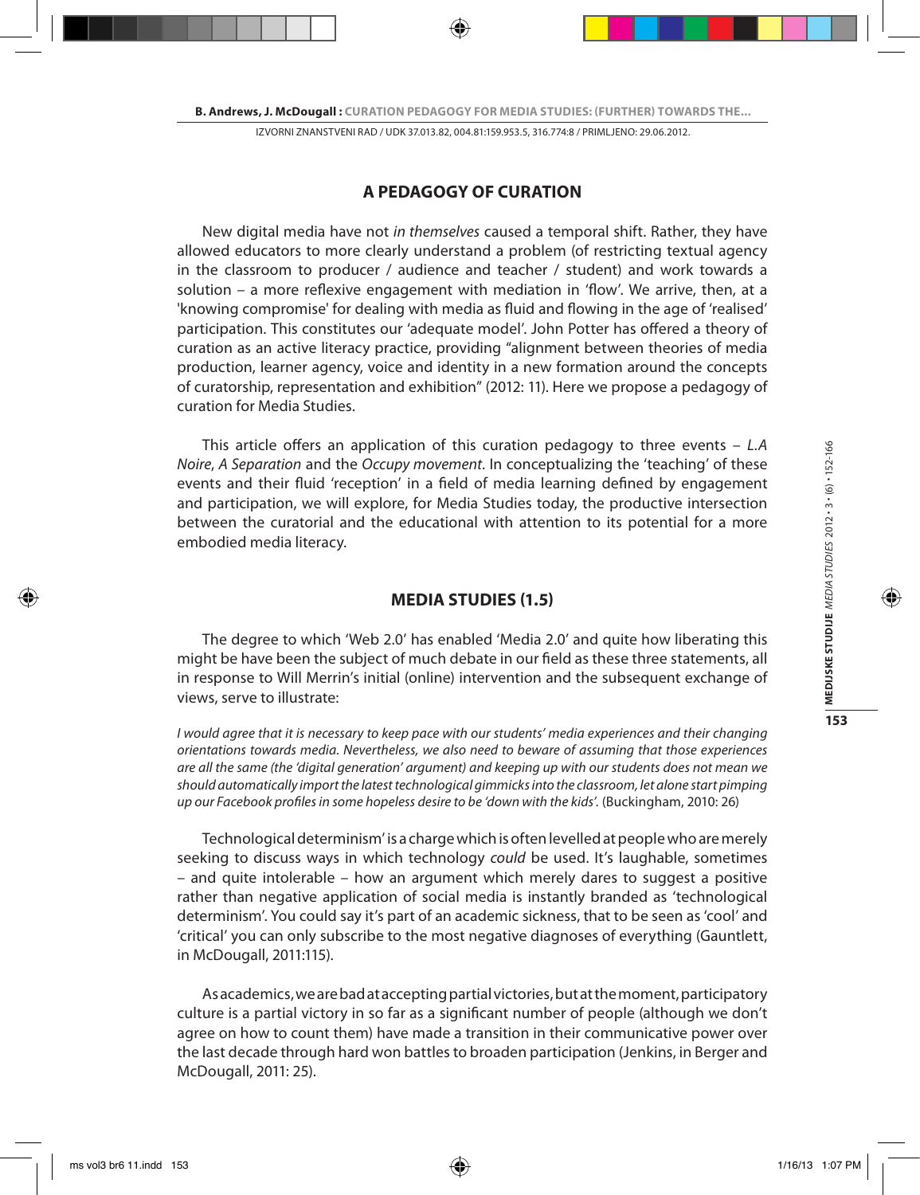## A PEDAGOGY OF CURATION

New digital media have not *in themselves* caused a temporal shift. Rather, they have allowed educators to more clearly understand a problem (of restricting textual agency in the classroom to producer / audience and teacher / student) and work towards a solution – a more reflexive engagement with mediation in 'flow'. We arrive, then, at a 'knowing compromise' for dealing with media as fluid and flowing in the age of 'realised' participation. This constitutes our 'adequate model'. John Potter has offered a theory of curation as an active literacy practice, providing "alignment between theories of media production, learner agency, voice and identity in a new formation around the concepts of curatorship, representation and exhibition" (2012: 11). Here we propose a pedagogy of curation for Media Studies.

This article offers an application of this curation pedagogy to three events – *L.A Noire*, *A Separation* and the *Occupy movement*. In conceptualizing the 'teaching' of these events and their fluid 'reception' in a field of media learning defined by engagement and participation, we will explore, for Media Studies today, the productive intersection between the curatorial and the educational with attention to its potential for a more embodied media literacy.

## MEDIA STUDIES (1.5)

The degree to which 'Web 2.0' has enabled 'Media 2.0' and quite how liberating this might be have been the subject of much debate in our field as these three statements, all in response to Will Merrin's initial (online) intervention and the subsequent exchange of views, serve to illustrate:

*I would agree that it is necessary to keep pace with our students' media experiences and their changing orientations towards media. Nevertheless, we also need to beware of assuming that those experiences are all the same (the 'digital generation' argument) and keeping up with our students does not mean we should automatically import the latest technological gimmicks into the classroom, let alone start pimping up our Facebook profiles in some hopeless desire to be 'down with the kids'.* (Buckingham, 2010: 26)

Technological determinism' is a charge which is often levelled at people who are merely seeking to discuss ways in which technology *could* be used. It's laughable, sometimes – and quite intolerable – how an argument which merely dares to suggest a positive rather than negative application of social media is instantly branded as 'technological determinism'. You could say it's part of an academic sickness, that to be seen as 'cool' and 'critical' you can only subscribe to the most negative diagnoses of everything (Gauntlett, in McDougall, 2011:115).

As academics, we are bad at accepting partial victories, but at the moment, participatory culture is a partial victory in so far as a significant number of people (although we don't agree on how to count them) have made a transition in their communicative power over the last decade through hard won battles to broaden participation (Jenkins, in Berger and McDougall, 2011: 25).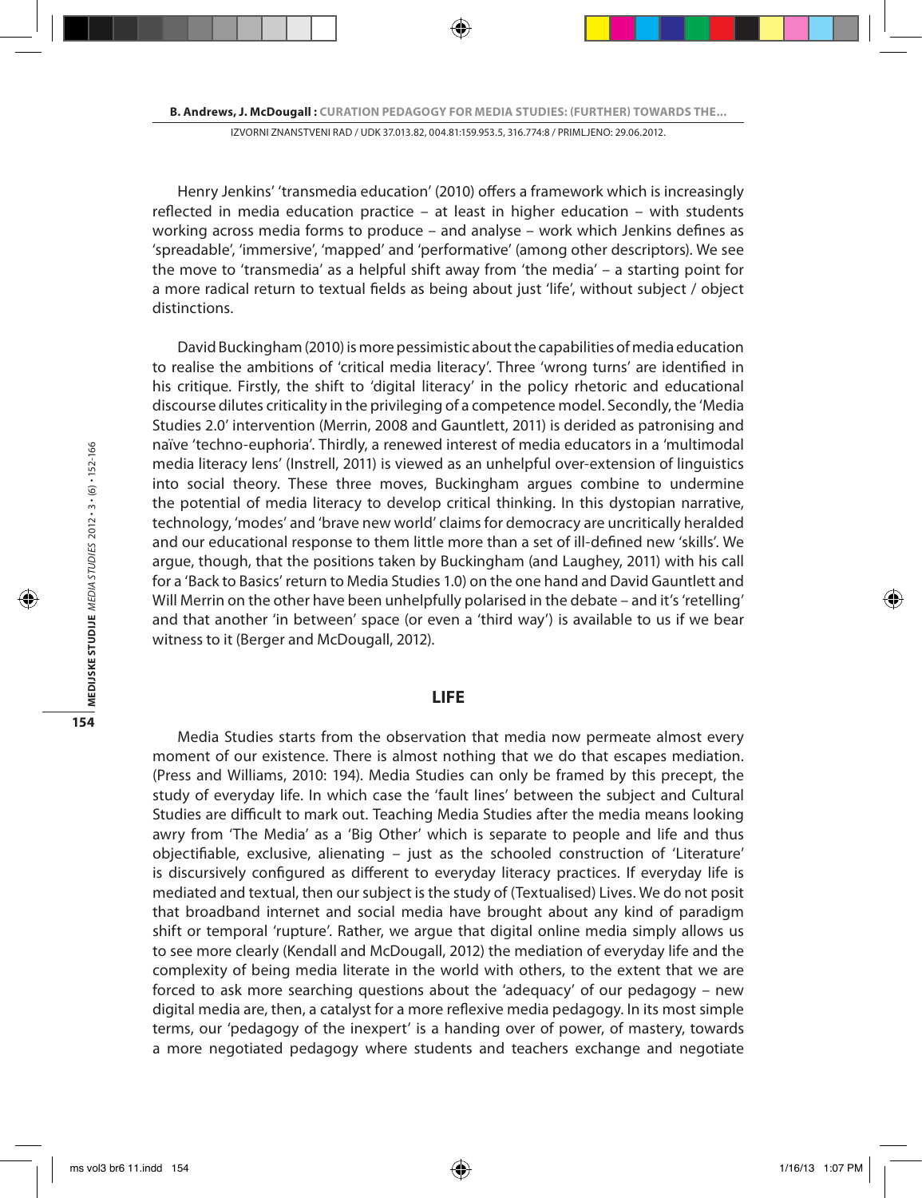Henry Jenkins' 'transmedia education' (2010) offers a framework which is increasingly reflected in media education practice – at least in higher education – with students working across media forms to produce – and analyse – work which Jenkins defines as 'spreadable', 'immersive', 'mapped' and 'performative' (among other descriptors). We see the move to 'transmedia' as a helpful shift away from 'the media' – a starting point for a more radical return to textual fields as being about just 'life', without subject / object distinctions.

David Buckingham (2010) is more pessimistic about the capabilities of media education to realise the ambitions of 'critical media literacy'. Three 'wrong turns' are identified in his critique. Firstly, the shift to 'digital literacy' in the policy rhetoric and educational discourse dilutes criticality in the privileging of a competence model. Secondly, the 'Media Studies 2.0' intervention (Merrin, 2008 and Gauntlett, 2011) is derided as patronising and naïve 'techno-euphoria'. Thirdly, a renewed interest of media educators in a 'multimodal media literacy lens' (Instrell, 2011) is viewed as an unhelpful over-extension of linguistics into social theory. These three moves, Buckingham argues combine to undermine the potential of media literacy to develop critical thinking. In this dystopian narrative, technology, 'modes' and 'brave new world' claims for democracy are uncritically heralded and our educational response to them little more than a set of ill-defined new 'skills'. We argue, though, that the positions taken by Buckingham (and Laughey, 2011) with his call for a 'Back to Basics' return to Media Studies 1.0 on the one hand and David Gauntlett and Will Merrin on the other have been unhelpfully polarised in the debate – and it's 'retelling' and that another 'in between' space (or even a 'third way') is available to us if we bear witness to it (Berger and McDougall, 2012).

## LIFE

Media Studies starts from the observation that media now permeate almost every moment of our existence. There is almost nothing that we do that escapes mediation. (Press and Williams, 2010: 194). Media Studies can only be framed by this precept, the study of everyday life. In which case the 'fault lines' between the subject and Cultural Studies are difficult to mark out. Teaching Media Studies after the media means looking awry from 'The Media' as a 'Big Other' which is separate to people and life and thus objectifiable, exclusive, alienating – just as the schooled construction of 'Literature' is discursively configured as different to everyday literacy practices. If everyday life is mediated and textual, then our subject is the study of (Textualised) Lives. We do not posit that broadband internet and social media have brought about any kind of paradigm shift or temporal 'rupture'. Rather, we argue that digital online media simply allows us to see more clearly (Kendall and McDougall, 2012) the mediation of everyday life and the complexity of being media literate in the world with others, to the extent that we are forced to ask more searching questions about the 'adequacy' of our pedagogy – new digital media are, then, a catalyst for a more reflexive media pedagogy. In its most simple terms, our 'pedagogy of the inexpert' is a handing over of power, of mastery, towards a more negotiated pedagogy where students and teachers exchange and negotiate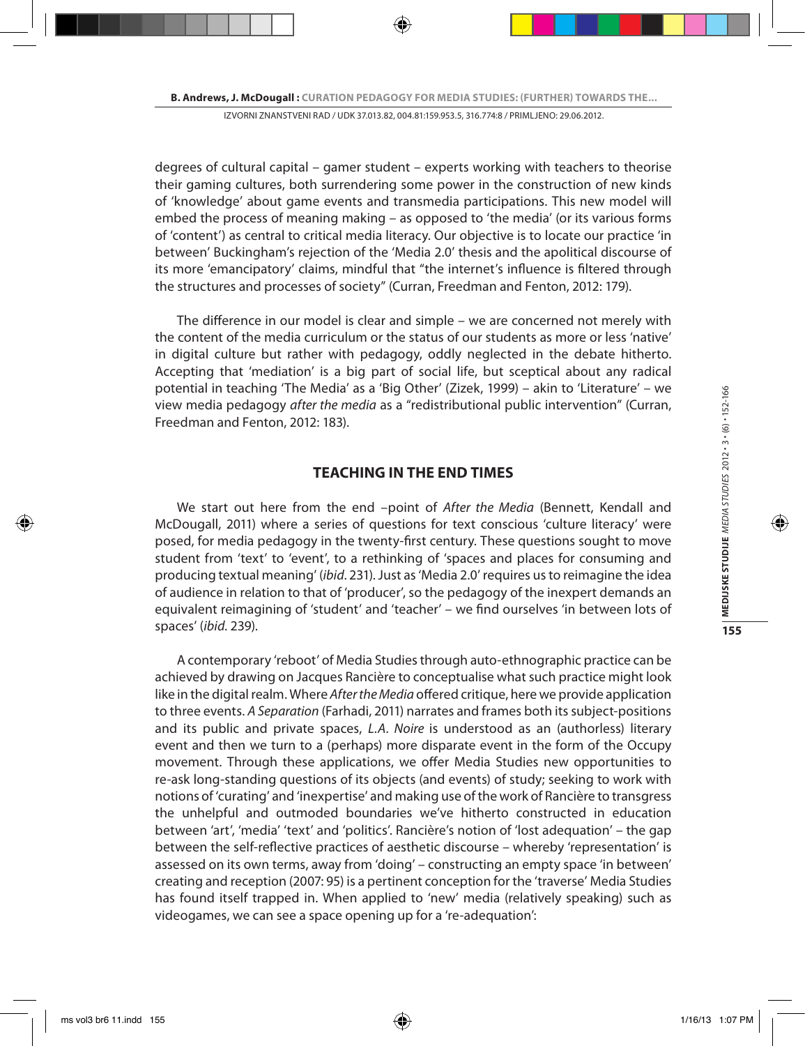degrees of cultural capital – gamer student – experts working with teachers to theorise their gaming cultures, both surrendering some power in the construction of new kinds of 'knowledge' about game events and transmedia participations. This new model will embed the process of meaning making – as opposed to 'the media' (or its various forms of 'content') as central to critical media literacy. Our objective is to locate our practice 'in between' Buckingham's rejection of the 'Media 2.0' thesis and the apolitical discourse of its more 'emancipatory' claims, mindful that "the internet's influence is filtered through the structures and processes of society" (Curran, Freedman and Fenton, 2012: 179).

The difference in our model is clear and simple – we are concerned not merely with the content of the media curriculum or the status of our students as more or less 'native' in digital culture but rather with pedagogy, oddly neglected in the debate hitherto. Accepting that 'mediation' is a big part of social life, but sceptical about any radical potential in teaching 'The Media' as a 'Big Other' (Zizek, 1999) – akin to 'Literature' – we view media pedagogy *after the media* as a "redistributional public intervention" (Curran, Freedman and Fenton, 2012: 183).

## TEACHING IN THE END TIMES

We start out here from the end –point of *After the Media* (Bennett, Kendall and McDougall, 2011) where a series of questions for text conscious 'culture literacy' were posed, for media pedagogy in the twenty-first century. These questions sought to move student from 'text' to 'event', to a rethinking of 'spaces and places for consuming and producing textual meaning' (*ibid.* 231). Just as 'Media 2.0' requires us to reimagine the idea of audience in relation to that of 'producer', so the pedagogy of the inexpert demands an equivalent reimagining of 'student' and 'teacher' – we find ourselves 'in between lots of spaces' (*ibid.* 239).

A contemporary 'reboot' of Media Studies through auto-ethnographic practice can be achieved by drawing on Jacques Rancière to conceptualise what such practice might look like in the digital realm. Where *After the Media* offered critique, here we provide application to three events. *A Separation* (Farhadi, 2011) narrates and frames both its subject-positions and its public and private spaces, *L.A. Noire* is understood as an (authorless) literary event and then we turn to a (perhaps) more disparate event in the form of the Occupy movement. Through these applications, we offer Media Studies new opportunities to re-ask long-standing questions of its objects (and events) of study; seeking to work with notions of 'curating' and 'inexpertise' and making use of the work of Rancière to transgress the unhelpful and outmoded boundaries we've hitherto constructed in education between 'art', 'media' 'text' and 'politics'. Rancière's notion of 'lost adequation' – the gap between the self-reflective practices of aesthetic discourse – whereby 'representation' is assessed on its own terms, away from 'doing' – constructing an empty space 'in between' creating and reception (2007: 95) is a pertinent conception for the 'traverse' Media Studies has found itself trapped in. When applied to 'new' media (relatively speaking) such as videogames, we can see a space opening up for a 're-adequation':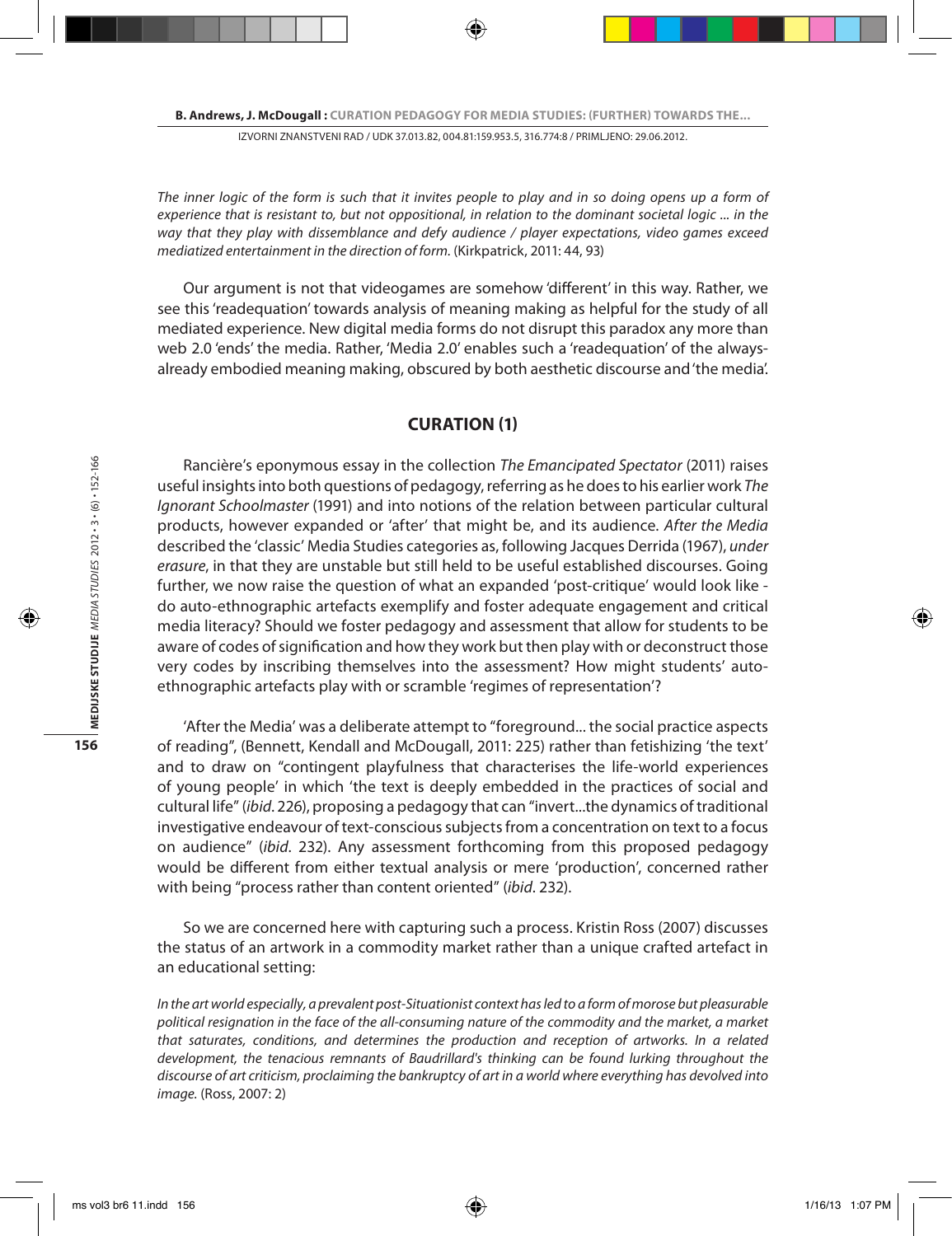*The inner logic of the form is such that it invites people to play and in so doing opens up a form of experience that is resistant to, but not oppositional, in relation to the dominant societal logic ... in the way that they play with dissemblance and defy audience / player expectations, video games exceed mediatized entertainment in the direction of form.* (Kirkpatrick, 2011: 44, 93)

Our argument is not that videogames are somehow 'different' in this way. Rather, we see this 'readequation' towards analysis of meaning making as helpful for the study of all mediated experience. New digital media forms do not disrupt this paradox any more than web 2.0 'ends' the media. Rather, 'Media 2.0' enables such a 'readequation' of the always-already embodied meaning making, obscured by both aesthetic discourse and 'the media'.

## CURATION (1)

Rancière's eponymous essay in the collection *The Emancipated Spectator* (2011) raises useful insights into both questions of pedagogy, referring as he does to his earlier work *The Ignorant Schoolmaster* (1991) and into notions of the relation between particular cultural products, however expanded or 'after' that might be, and its audience. *After the Media* described the 'classic' Media Studies categories as, following Jacques Derrida (1967), *under erasure*, in that they are unstable but still held to be useful established discourses. Going further, we now raise the question of what an expanded 'post-critique' would look like - do auto-ethnographic artefacts exemplify and foster adequate engagement and critical media literacy? Should we foster pedagogy and assessment that allow for students to be aware of codes of signification and how they work but then play with or deconstruct those very codes by inscribing themselves into the assessment? How might students' auto-ethnographic artefacts play with or scramble 'regimes of representation'?

'After the Media' was a deliberate attempt to "foreground... the social practice aspects of reading", (Bennett, Kendall and McDougall, 2011: 225) rather than fetishizing 'the text' and to draw on "contingent playfulness that characterises the life-world experiences of young people' in which 'the text is deeply embedded in the practices of social and cultural life" (*ibid*. 226), proposing a pedagogy that can "invert...the dynamics of traditional investigative endeavour of text-conscious subjects from a concentration on text to a focus on audience" (*ibid*. 232). Any assessment forthcoming from this proposed pedagogy would be different from either textual analysis or mere 'production', concerned rather with being "process rather than content oriented" (*ibid*. 232).

So we are concerned here with capturing such a process. Kristin Ross (2007) discusses the status of an artwork in a commodity market rather than a unique crafted artefact in an educational setting:

*In the art world especially, a prevalent post-Situationist context has led to a form of morose but pleasurable political resignation in the face of the all-consuming nature of the commodity and the market, a market that saturates, conditions, and determines the production and reception of artworks. In a related development, the tenacious remnants of Baudrillard's thinking can be found lurking throughout the discourse of art criticism, proclaiming the bankruptcy of art in a world where everything has devolved into image.* (Ross, 2007: 2)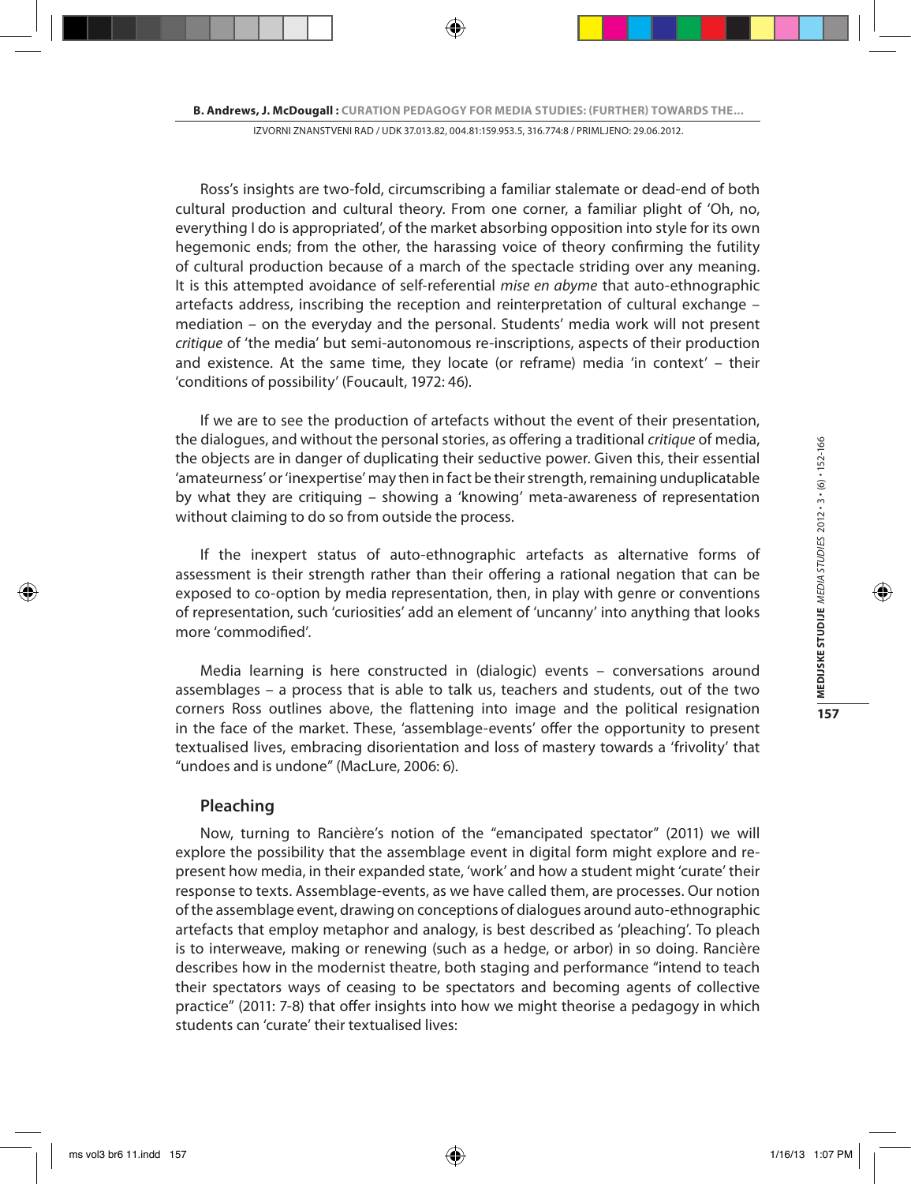Ross's insights are two-fold, circumscribing a familiar stalemate or dead-end of both cultural production and cultural theory. From one corner, a familiar plight of 'Oh, no, everything I do is appropriated', of the market absorbing opposition into style for its own hegemonic ends; from the other, the harassing voice of theory confirming the futility of cultural production because of a march of the spectacle striding over any meaning. It is this attempted avoidance of self-referential *mise en abyme* that auto-ethnographic artefacts address, inscribing the reception and reinterpretation of cultural exchange – mediation – on the everyday and the personal. Students' media work will not present *critique* of 'the media' but semi-autonomous re-inscriptions, aspects of their production and existence. At the same time, they locate (or reframe) media 'in context' – their 'conditions of possibility' (Foucault, 1972: 46).

If we are to see the production of artefacts without the event of their presentation, the dialogues, and without the personal stories, as offering a traditional *critique* of media, the objects are in danger of duplicating their seductive power. Given this, their essential 'amateurness' or 'inexpertise' may then in fact be their strength, remaining unduplicatable by what they are critiquing – showing a 'knowing' meta-awareness of representation without claiming to do so from outside the process.

If the inexpert status of auto-ethnographic artefacts as alternative forms of assessment is their strength rather than their offering a rational negation that can be exposed to co-option by media representation, then, in play with genre or conventions of representation, such 'curiosities' add an element of 'uncanny' into anything that looks more 'commodified'.

Media learning is here constructed in (dialogic) events – conversations around assemblages – a process that is able to talk us, teachers and students, out of the two corners Ross outlines above, the flattening into image and the political resignation in the face of the market. These, 'assemblage-events' offer the opportunity to present textualised lives, embracing disorientation and loss of mastery towards a 'frivolity' that "undoes and is undone" (MacLure, 2006: 6).

## Pleaching

Now, turning to Rancière's notion of the "emancipated spectator" (2011) we will explore the possibility that the assemblage event in digital form might explore and re-present how media, in their expanded state, 'work' and how a student might 'curate' their response to texts. Assemblage-events, as we have called them, are processes. Our notion of the assemblage event, drawing on conceptions of dialogues around auto-ethnographic artefacts that employ metaphor and analogy, is best described as 'pleaching'. To pleach is to interweave, making or renewing (such as a hedge, or arbor) in so doing. Rancière describes how in the modernist theatre, both staging and performance "intend to teach their spectators ways of ceasing to be spectators and becoming agents of collective practice" (2011: 7-8) that offer insights into how we might theorise a pedagogy in which students can 'curate' their textualised lives: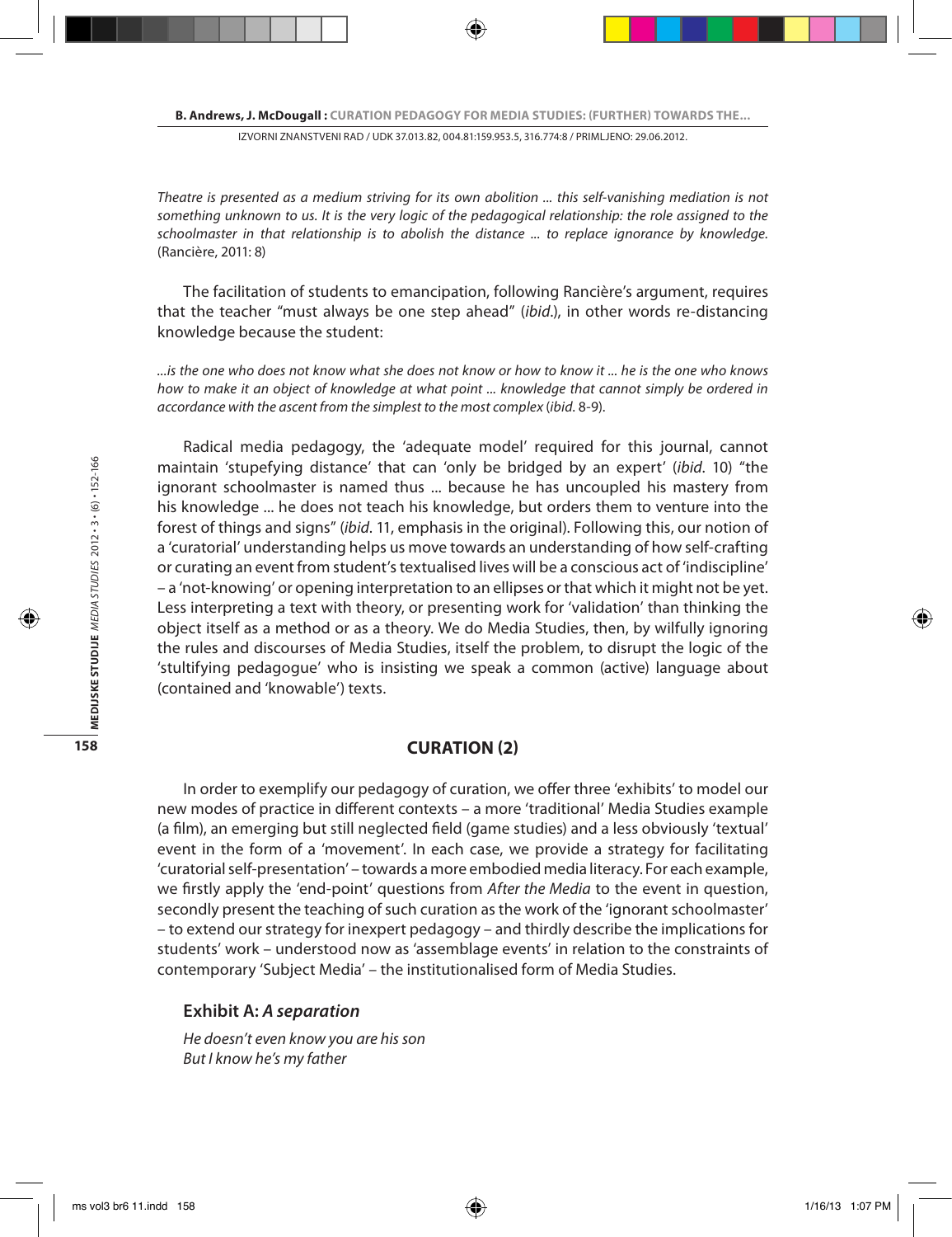*Theatre is presented as a medium striving for its own abolition ... this self-vanishing mediation is not something unknown to us. It is the very logic of the pedagogical relationship: the role assigned to the schoolmaster in that relationship is to abolish the distance ... to replace ignorance by knowledge.* (Rancière, 2011: 8)

The facilitation of students to emancipation, following Rancière's argument, requires that the teacher "must always be one step ahead" (*ibid*.), in other words re-distancing knowledge because the student:

*...is the one who does not know what she does not know or how to know it ... he is the one who knows how to make it an object of knowledge at what point ... knowledge that cannot simply be ordered in accordance with the ascent from the simplest to the most complex* (*ibid*. 8-9).

Radical media pedagogy, the 'adequate model' required for this journal, cannot maintain 'stupefying distance' that can 'only be bridged by an expert' (*ibid*. 10) "the ignorant schoolmaster is named thus ... because he has uncoupled his mastery from his knowledge ... he does not teach his knowledge, but orders them to venture into the forest of things and signs" (*ibid*. 11, emphasis in the original). Following this, our notion of a 'curatorial' understanding helps us move towards an understanding of how self-crafting or curating an event from student's textualised lives will be a conscious act of 'indiscipline' – a 'not-knowing' or opening interpretation to an ellipses or that which it might not be yet. Less interpreting a text with theory, or presenting work for 'validation' than thinking the object itself as a method or as a theory. We do Media Studies, then, by wilfully ignoring the rules and discourses of Media Studies, itself the problem, to disrupt the logic of the 'stultifying pedagogue' who is insisting we speak a common (active) language about (contained and 'knowable') texts.

## CURATION (2)

In order to exemplify our pedagogy of curation, we offer three 'exhibits' to model our new modes of practice in different contexts – a more 'traditional' Media Studies example (a film), an emerging but still neglected field (game studies) and a less obviously 'textual' event in the form of a 'movement'. In each case, we provide a strategy for facilitating 'curatorial self-presentation' – towards a more embodied media literacy. For each example, we firstly apply the 'end-point' questions from *After the Media* to the event in question, secondly present the teaching of such curation as the work of the 'ignorant schoolmaster' – to extend our strategy for inexpert pedagogy – and thirdly describe the implications for students' work – understood now as 'assemblage events' in relation to the constraints of contemporary 'Subject Media' – the institutionalised form of Media Studies.

### Exhibit A: *A separation*

*He doesn't even know you are his son*
*But I know he's my father*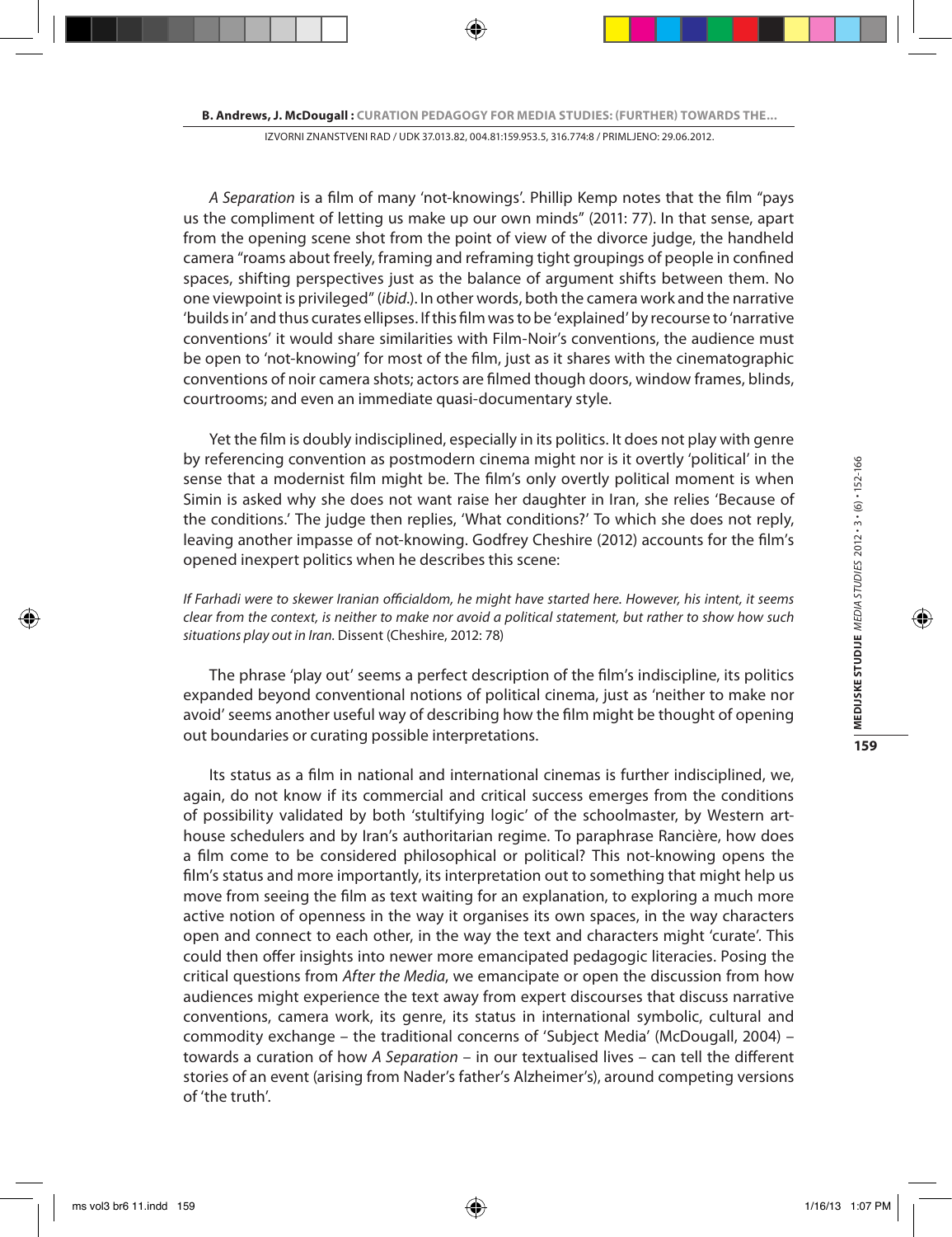*A Separation* is a film of many 'not-knowings'. Phillip Kemp notes that the film "pays us the compliment of letting us make up our own minds" (2011: 77). In that sense, apart from the opening scene shot from the point of view of the divorce judge, the handheld camera "roams about freely, framing and reframing tight groupings of people in confined spaces, shifting perspectives just as the balance of argument shifts between them. No one viewpoint is privileged" (*ibid.*). In other words, both the camera work and the narrative 'builds in' and thus curates ellipses. If this film was to be 'explained' by recourse to 'narrative conventions' it would share similarities with Film-Noir's conventions, the audience must be open to 'not-knowing' for most of the film, just as it shares with the cinematographic conventions of noir camera shots; actors are filmed though doors, window frames, blinds, courtrooms; and even an immediate quasi-documentary style.

Yet the film is doubly indisciplined, especially in its politics. It does not play with genre by referencing convention as postmodern cinema might nor is it overtly 'political' in the sense that a modernist film might be. The film's only overtly political moment is when Simin is asked why she does not want raise her daughter in Iran, she relies 'Because of the conditions.' The judge then replies, 'What conditions?' To which she does not reply, leaving another impasse of not-knowing. Godfrey Cheshire (2012) accounts for the film's opened inexpert politics when he describes this scene:

*If Farhadi were to skewer Iranian officialdom, he might have started here. However, his intent, it seems clear from the context, is neither to make nor avoid a political statement, but rather to show how such situations play out in Iran.* Dissent (Cheshire, 2012: 78)

The phrase 'play out' seems a perfect description of the film's indiscipline, its politics expanded beyond conventional notions of political cinema, just as 'neither to make nor avoid' seems another useful way of describing how the film might be thought of opening out boundaries or curating possible interpretations.

Its status as a film in national and international cinemas is further indisciplined, we, again, do not know if its commercial and critical success emerges from the conditions of possibility validated by both 'stultifying logic' of the schoolmaster, by Western art-house schedulers and by Iran's authoritarian regime. To paraphrase Rancière, how does a film come to be considered philosophical or political? This not-knowing opens the film's status and more importantly, its interpretation out to something that might help us move from seeing the film as text waiting for an explanation, to exploring a much more active notion of openness in the way it organises its own spaces, in the way characters open and connect to each other, in the way the text and characters might 'curate'. This could then offer insights into newer more emancipated pedagogic literacies. Posing the critical questions from *After the Media*, we emancipate or open the discussion from how audiences might experience the text away from expert discourses that discuss narrative conventions, camera work, its genre, its status in international symbolic, cultural and commodity exchange – the traditional concerns of 'Subject Media' (McDougall, 2004) – towards a curation of how *A Separation* – in our textualised lives – can tell the different stories of an event (arising from Nader's father's Alzheimer's), around competing versions of 'the truth'.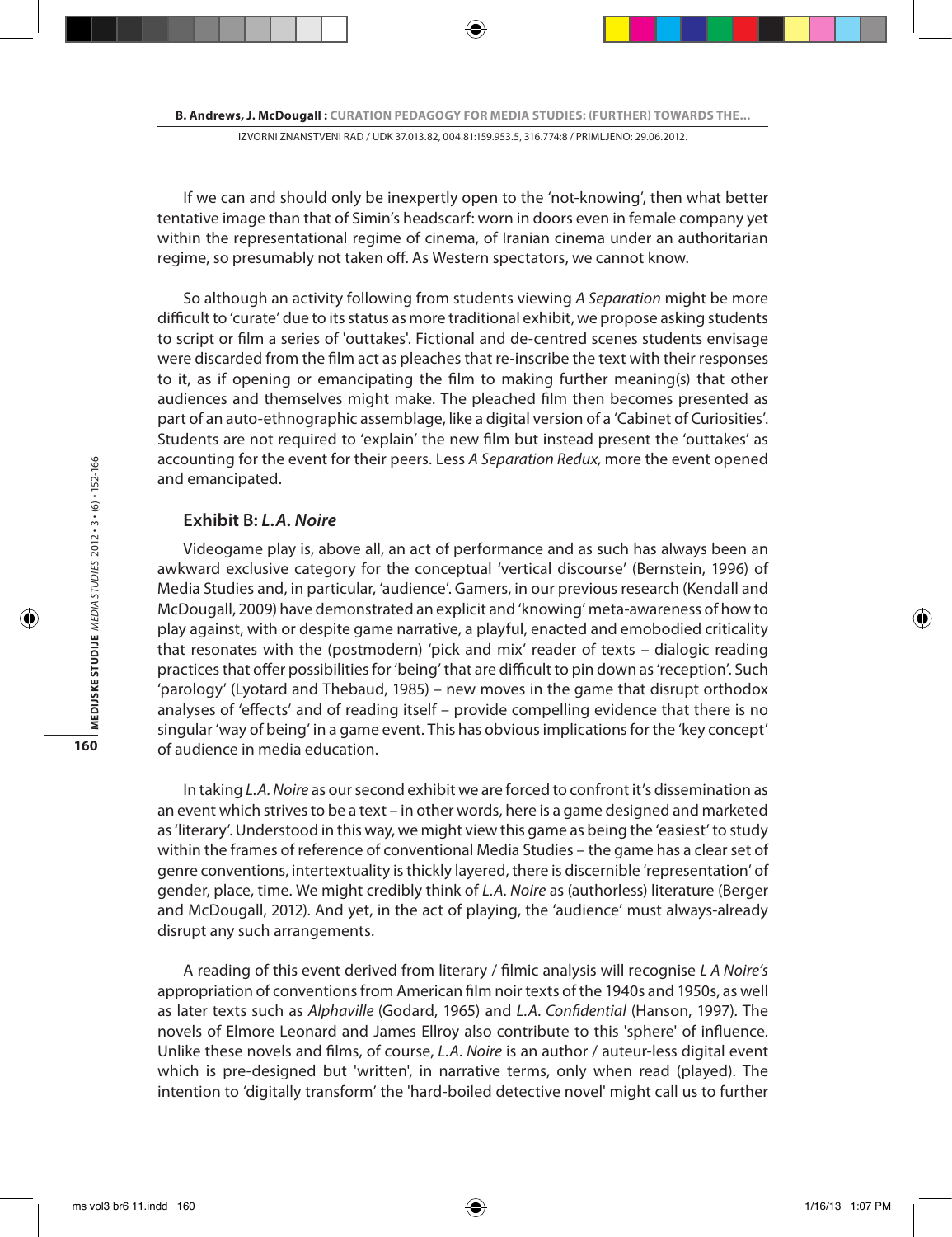If we can and should only be inexpertly open to the 'not-knowing', then what better tentative image than that of Simin's headscarf: worn in doors even in female company yet within the representational regime of cinema, of Iranian cinema under an authoritarian regime, so presumably not taken off. As Western spectators, we cannot know.

So although an activity following from students viewing *A Separation* might be more difficult to 'curate' due to its status as more traditional exhibit, we propose asking students to script or film a series of 'outtakes'. Fictional and de-centred scenes students envisage were discarded from the film act as pleaches that re-inscribe the text with their responses to it, as if opening or emancipating the film to making further meaning(s) that other audiences and themselves might make. The pleached film then becomes presented as part of an auto-ethnographic assemblage, like a digital version of a 'Cabinet of Curiosities'. Students are not required to 'explain' the new film but instead present the 'outtakes' as accounting for the event for their peers. Less *A Separation Redux,* more the event opened and emancipated.

### Exhibit B: *L.A. Noire*

Videogame play is, above all, an act of performance and as such has always been an awkward exclusive category for the conceptual 'vertical discourse' (Bernstein, 1996) of Media Studies and, in particular, 'audience'. Gamers, in our previous research (Kendall and McDougall, 2009) have demonstrated an explicit and 'knowing' meta-awareness of how to play against, with or despite game narrative, a playful, enacted and emobodied criticality that resonates with the (postmodern) 'pick and mix' reader of texts – dialogic reading practices that offer possibilities for 'being' that are difficult to pin down as 'reception'. Such 'parology' (Lyotard and Thebaud, 1985) – new moves in the game that disrupt orthodox analyses of 'effects' and of reading itself – provide compelling evidence that there is no singular 'way of being' in a game event. This has obvious implications for the 'key concept' of audience in media education.

In taking *L.A. Noire* as our second exhibit we are forced to confront it's dissemination as an event which strives to be a text – in other words, here is a game designed and marketed as 'literary'. Understood in this way, we might view this game as being the 'easiest' to study within the frames of reference of conventional Media Studies – the game has a clear set of genre conventions, intertextuality is thickly layered, there is discernible 'representation' of gender, place, time. We might credibly think of *L.A. Noire* as (authorless) literature (Berger and McDougall, 2012). And yet, in the act of playing, the 'audience' must always-already disrupt any such arrangements.

A reading of this event derived from literary / filmic analysis will recognise *L A Noire's* appropriation of conventions from American film noir texts of the 1940s and 1950s, as well as later texts such as *Alphaville* (Godard, 1965) and *L.A. Confidential* (Hanson, 1997). The novels of Elmore Leonard and James Ellroy also contribute to this 'sphere' of influence. Unlike these novels and films, of course, *L.A. Noire* is an author / auteur-less digital event which is pre-designed but 'written', in narrative terms, only when read (played). The intention to 'digitally transform' the 'hard-boiled detective novel' might call us to further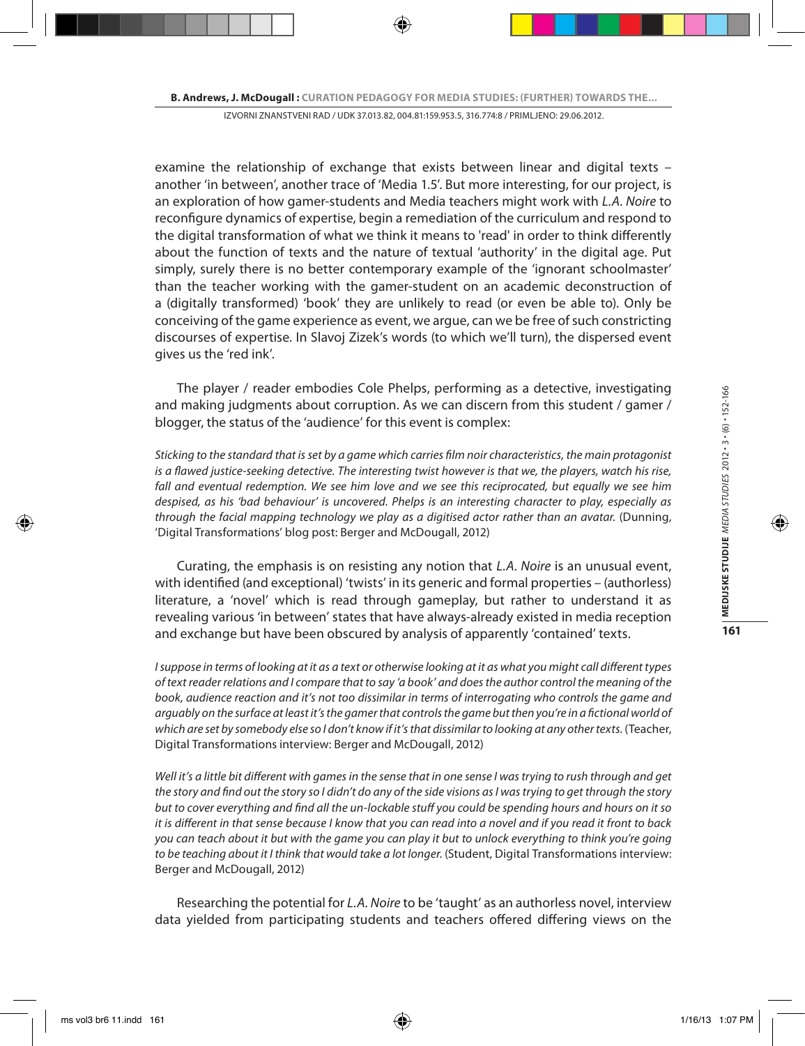examine the relationship of exchange that exists between linear and digital texts – another 'in between', another trace of 'Media 1.5'. But more interesting, for our project, is an exploration of how gamer-students and Media teachers might work with *L.A. Noire* to reconfigure dynamics of expertise, begin a remediation of the curriculum and respond to the digital transformation of what we think it means to 'read' in order to think differently about the function of texts and the nature of textual 'authority' in the digital age. Put simply, surely there is no better contemporary example of the 'ignorant schoolmaster' than the teacher working with the gamer-student on an academic deconstruction of a (digitally transformed) 'book' they are unlikely to read (or even be able to). Only be conceiving of the game experience as event, we argue, can we be free of such constricting discourses of expertise. In Slavoj Zizek's words (to which we'll turn), the dispersed event gives us the 'red ink'.

The player / reader embodies Cole Phelps, performing as a detective, investigating and making judgments about corruption. As we can discern from this student / gamer / blogger, the status of the 'audience' for this event is complex:

*Sticking to the standard that is set by a game which carries film noir characteristics, the main protagonist is a flawed justice-seeking detective. The interesting twist however is that we, the players, watch his rise, fall and eventual redemption. We see him love and we see this reciprocated, but equally we see him despised, as his 'bad behaviour' is uncovered. Phelps is an interesting character to play, especially as through the facial mapping technology we play as a digitised actor rather than an avatar.* (Dunning, 'Digital Transformations' blog post: Berger and McDougall, 2012)

Curating, the emphasis is on resisting any notion that *L.A. Noire* is an unusual event, with identified (and exceptional) 'twists' in its generic and formal properties – (authorless) literature, a 'novel' which is read through gameplay, but rather to understand it as revealing various 'in between' states that have always-already existed in media reception and exchange but have been obscured by analysis of apparently 'contained' texts.

*I suppose in terms of looking at it as a text or otherwise looking at it as what you might call different types of text reader relations and I compare that to say 'a book' and does the author control the meaning of the book, audience reaction and it's not too dissimilar in terms of interrogating who controls the game and arguably on the surface at least it's the gamer that controls the game but then you're in a fictional world of which are set by somebody else so I don't know if it's that dissimilar to looking at any other texts.* (Teacher, Digital Transformations interview: Berger and McDougall, 2012)

*Well it's a little bit different with games in the sense that in one sense I was trying to rush through and get the story and find out the story so I didn't do any of the side visions as I was trying to get through the story but to cover everything and find all the un-lockable stuff you could be spending hours and hours on it so it is different in that sense because I know that you can read into a novel and if you read it front to back you can teach about it but with the game you can play it but to unlock everything to think you're going to be teaching about it I think that would take a lot longer.* (Student, Digital Transformations interview: Berger and McDougall, 2012)

Researching the potential for *L.A. Noire* to be 'taught' as an authorless novel, interview data yielded from participating students and teachers offered differing views on the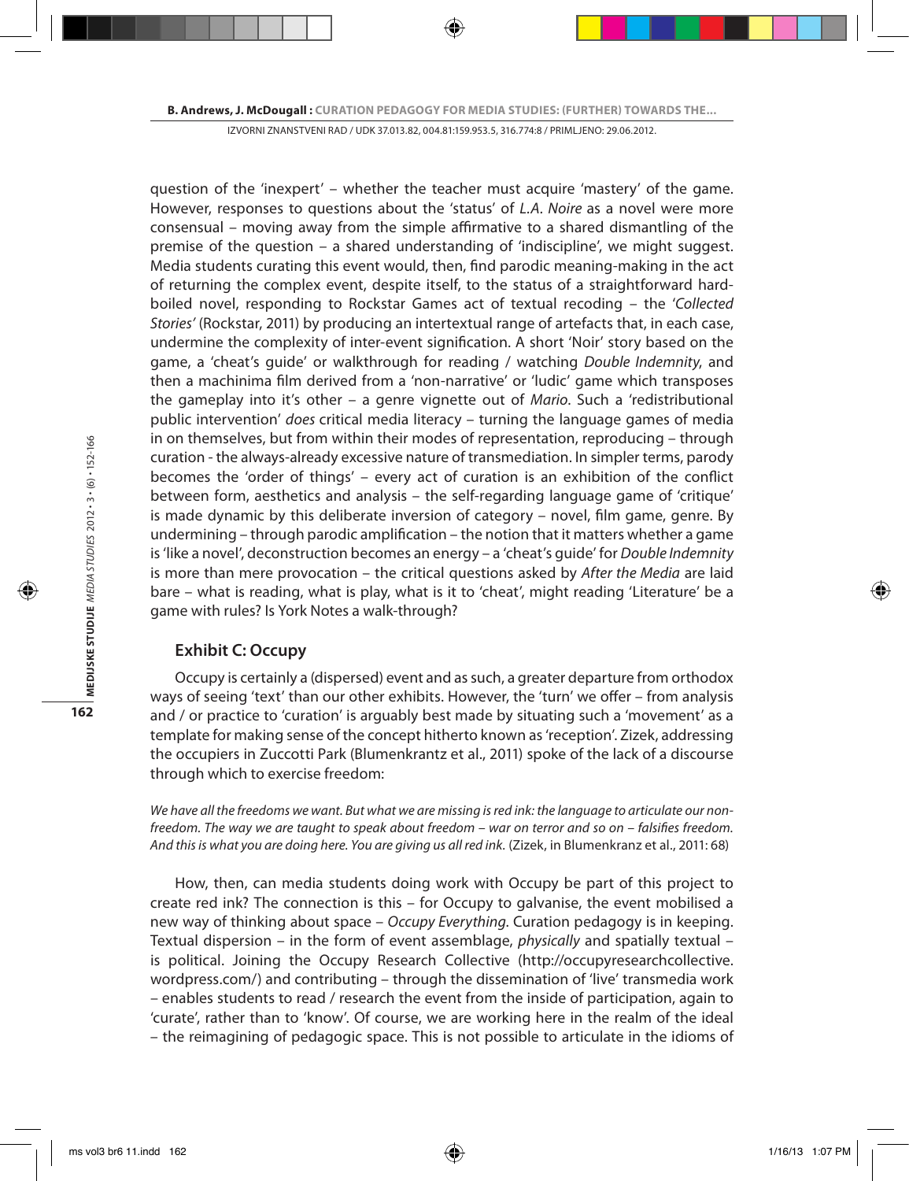question of the 'inexpert' – whether the teacher must acquire 'mastery' of the game. However, responses to questions about the 'status' of *L.A. Noire* as a novel were more consensual – moving away from the simple affirmative to a shared dismantling of the premise of the question – a shared understanding of 'indiscipline', we might suggest. Media students curating this event would, then, find parodic meaning-making in the act of returning the complex event, despite itself, to the status of a straightforward hard-boiled novel, responding to Rockstar Games act of textual recoding – the '*Collected Stories'* (Rockstar, 2011) by producing an intertextual range of artefacts that, in each case, undermine the complexity of inter-event signification. A short 'Noir' story based on the game, a 'cheat's guide' or walkthrough for reading / watching *Double Indemnity*, and then a machinima film derived from a 'non-narrative' or 'ludic' game which transposes the gameplay into it's other – a genre vignette out of *Mario*. Such a 'redistributional public intervention' *does* critical media literacy – turning the language games of media in on themselves, but from within their modes of representation, reproducing – through curation - the always-already excessive nature of transmediation. In simpler terms, parody becomes the 'order of things' – every act of curation is an exhibition of the conflict between form, aesthetics and analysis – the self-regarding language game of 'critique' is made dynamic by this deliberate inversion of category – novel, film game, genre. By undermining – through parodic amplification – the notion that it matters whether a game is 'like a novel', deconstruction becomes an energy – a 'cheat's guide' for *Double Indemnity* is more than mere provocation – the critical questions asked by *After the Media* are laid bare – what is reading, what is play, what is it to 'cheat', might reading 'Literature' be a game with rules? Is York Notes a walk-through?

## Exhibit C: Occupy

Occupy is certainly a (dispersed) event and as such, a greater departure from orthodox ways of seeing 'text' than our other exhibits. However, the 'turn' we offer – from analysis and / or practice to 'curation' is arguably best made by situating such a 'movement' as a template for making sense of the concept hitherto known as 'reception'. Zizek, addressing the occupiers in Zuccotti Park (Blumenkrantz et al., 2011) spoke of the lack of a discourse through which to exercise freedom:

*We have all the freedoms we want. But what we are missing is red ink: the language to articulate our non-freedom. The way we are taught to speak about freedom – war on terror and so on – falsifies freedom. And this is what you are doing here. You are giving us all red ink.* (Zizek, in Blumenkranz et al., 2011: 68)

How, then, can media students doing work with Occupy be part of this project to create red ink? The connection is this – for Occupy to galvanise, the event mobilised a new way of thinking about space – *Occupy Everything*. Curation pedagogy is in keeping. Textual dispersion – in the form of event assemblage, *physically* and spatially textual – is political. Joining the Occupy Research Collective (http://occupyresearchcollective.wordpress.com/) and contributing – through the dissemination of 'live' transmedia work – enables students to read / research the event from the inside of participation, again to 'curate', rather than to 'know'. Of course, we are working here in the realm of the ideal – the reimagining of pedagogic space. This is not possible to articulate in the idioms of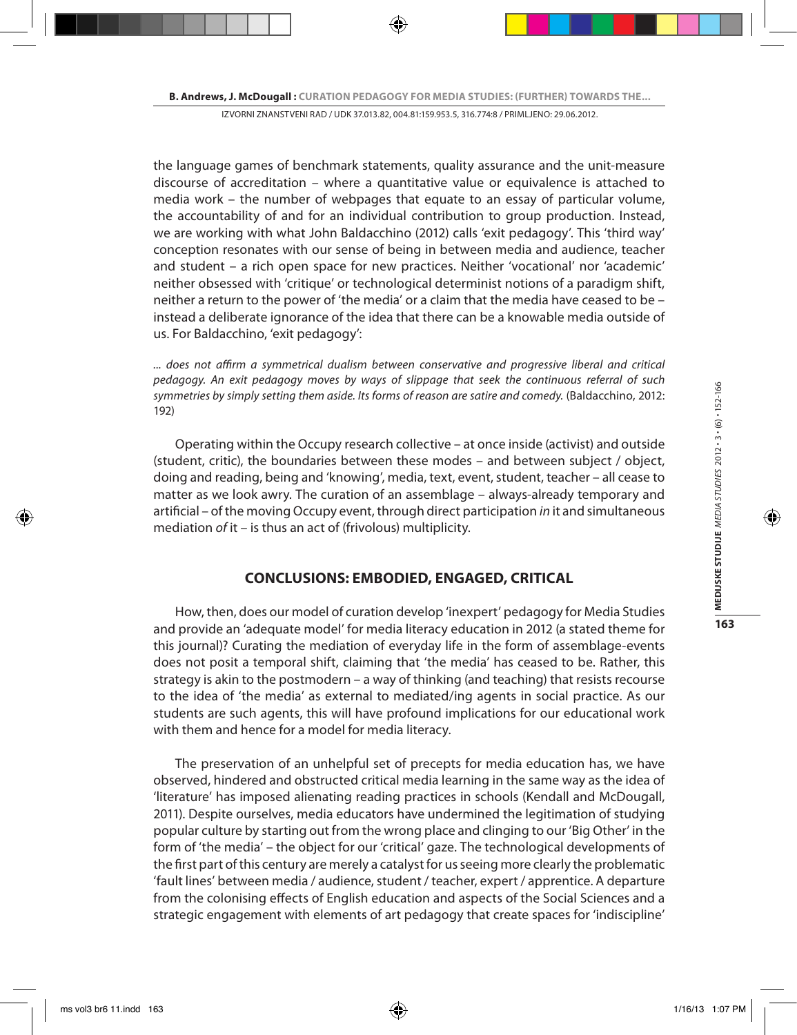the language games of benchmark statements, quality assurance and the unit-measure discourse of accreditation – where a quantitative value or equivalence is attached to media work – the number of webpages that equate to an essay of particular volume, the accountability of and for an individual contribution to group production. Instead, we are working with what John Baldacchino (2012) calls 'exit pedagogy'. This 'third way' conception resonates with our sense of being in between media and audience, teacher and student – a rich open space for new practices. Neither 'vocational' nor 'academic' neither obsessed with 'critique' or technological determinist notions of a paradigm shift, neither a return to the power of 'the media' or a claim that the media have ceased to be – instead a deliberate ignorance of the idea that there can be a knowable media outside of us. For Baldacchino, 'exit pedagogy':

*... does not affirm a symmetrical dualism between conservative and progressive liberal and critical pedagogy. An exit pedagogy moves by ways of slippage that seek the continuous referral of such symmetries by simply setting them aside. Its forms of reason are satire and comedy.* (Baldacchino, 2012: 192)

Operating within the Occupy research collective – at once inside (activist) and outside (student, critic), the boundaries between these modes – and between subject / object, doing and reading, being and 'knowing', media, text, event, student, teacher – all cease to matter as we look awry. The curation of an assemblage – always-already temporary and artificial – of the moving Occupy event, through direct participation *in* it and simultaneous mediation *of* it – is thus an act of (frivolous) multiplicity.

## CONCLUSIONS: EMBODIED, ENGAGED, CRITICAL

How, then, does our model of curation develop 'inexpert' pedagogy for Media Studies and provide an 'adequate model' for media literacy education in 2012 (a stated theme for this journal)? Curating the mediation of everyday life in the form of assemblage-events does not posit a temporal shift, claiming that 'the media' has ceased to be. Rather, this strategy is akin to the postmodern – a way of thinking (and teaching) that resists recourse to the idea of 'the media' as external to mediated/ing agents in social practice. As our students are such agents, this will have profound implications for our educational work with them and hence for a model for media literacy.

The preservation of an unhelpful set of precepts for media education has, we have observed, hindered and obstructed critical media learning in the same way as the idea of 'literature' has imposed alienating reading practices in schools (Kendall and McDougall, 2011). Despite ourselves, media educators have undermined the legitimation of studying popular culture by starting out from the wrong place and clinging to our 'Big Other' in the form of 'the media' – the object for our 'critical' gaze. The technological developments of the first part of this century are merely a catalyst for us seeing more clearly the problematic 'fault lines' between media / audience, student / teacher, expert / apprentice. A departure from the colonising effects of English education and aspects of the Social Sciences and a strategic engagement with elements of art pedagogy that create spaces for 'indiscipline'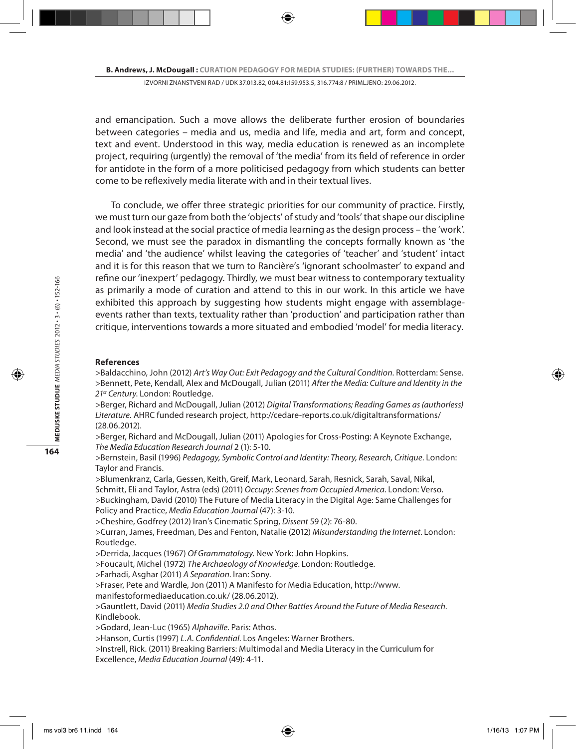and emancipation. Such a move allows the deliberate further erosion of boundaries between categories – media and us, media and life, media and art, form and concept, text and event. Understood in this way, media education is renewed as an incomplete project, requiring (urgently) the removal of 'the media' from its field of reference in order for antidote in the form of a more politicised pedagogy from which students can better come to be reflexively media literate with and in their textual lives.

To conclude, we offer three strategic priorities for our community of practice. Firstly, we must turn our gaze from both the 'objects' of study and 'tools' that shape our discipline and look instead at the social practice of media learning as the design process – the 'work'. Second, we must see the paradox in dismantling the concepts formally known as 'the media' and 'the audience' whilst leaving the categories of 'teacher' and 'student' intact and it is for this reason that we turn to Rancière's 'ignorant schoolmaster' to expand and refine our 'inexpert' pedagogy. Thirdly, we must bear witness to contemporary textuality as primarily a mode of curation and attend to this in our work. In this article we have exhibited this approach by suggesting how students might engage with assemblage-events rather than texts, textuality rather than 'production' and participation rather than critique, interventions towards a more situated and embodied 'model' for media literacy.

**References**

>Baldacchino, John (2012) *Art's Way Out: Exit Pedagogy and the Cultural Condition*. Rotterdam: Sense.
>Bennett, Pete, Kendall, Alex and McDougall, Julian (2011) *After the Media: Culture and Identity in the 21st Century*. London: Routledge.
>Berger, Richard and McDougall, Julian (2012) *Digital Transformations; Reading Games as (authorless) Literature*. AHRC funded research project, http://cedare-reports.co.uk/digitaltransformations/ (28.06.2012).
>Berger, Richard and McDougall, Julian (2011) Apologies for Cross-Posting: A Keynote Exchange, *The Media Education Research Journal* 2 (1): 5-10.
>Bernstein, Basil (1996) *Pedagogy, Symbolic Control and Identity: Theory, Research, Critique*. London: Taylor and Francis.
>Blumenkranz, Carla, Gessen, Keith, Greif, Mark, Leonard, Sarah, Resnick, Sarah, Saval, Nikal, Schmitt, Eli and Taylor, Astra (eds) (2011) *Occupy: Scenes from Occupied America*. London: Verso.
>Buckingham, David (2010) The Future of Media Literacy in the Digital Age: Same Challenges for Policy and Practice, *Media Education Journal* (47): 3-10.
>Cheshire, Godfrey (2012) Iran's Cinematic Spring, *Dissent* 59 (2): 76-80.
>Curran, James, Freedman, Des and Fenton, Natalie (2012) *Misunderstanding the Internet*. London: Routledge.
>Derrida, Jacques (1967) *Of Grammatology*. New York: John Hopkins.
>Foucault, Michel (1972) *The Archaeology of Knowledge*. London: Routledge.
>Farhadi, Asghar (2011) *A Separation*. Iran: Sony.
>Fraser, Pete and Wardle, Jon (2011) A Manifesto for Media Education, http://www.manifestoformediaeducation.co.uk/ (28.06.2012).
>Gauntlett, David (2011) *Media Studies 2.0 and Other Battles Around the Future of Media Research*. Kindlebook.
>Godard, Jean-Luc (1965) *Alphaville*. Paris: Athos.
>Hanson, Curtis (1997) *L.A. Confidential*. Los Angeles: Warner Brothers.
>Instrell, Rick. (2011) Breaking Barriers: Multimodal and Media Literacy in the Curriculum for Excellence, *Media Education Journal* (49): 4-11.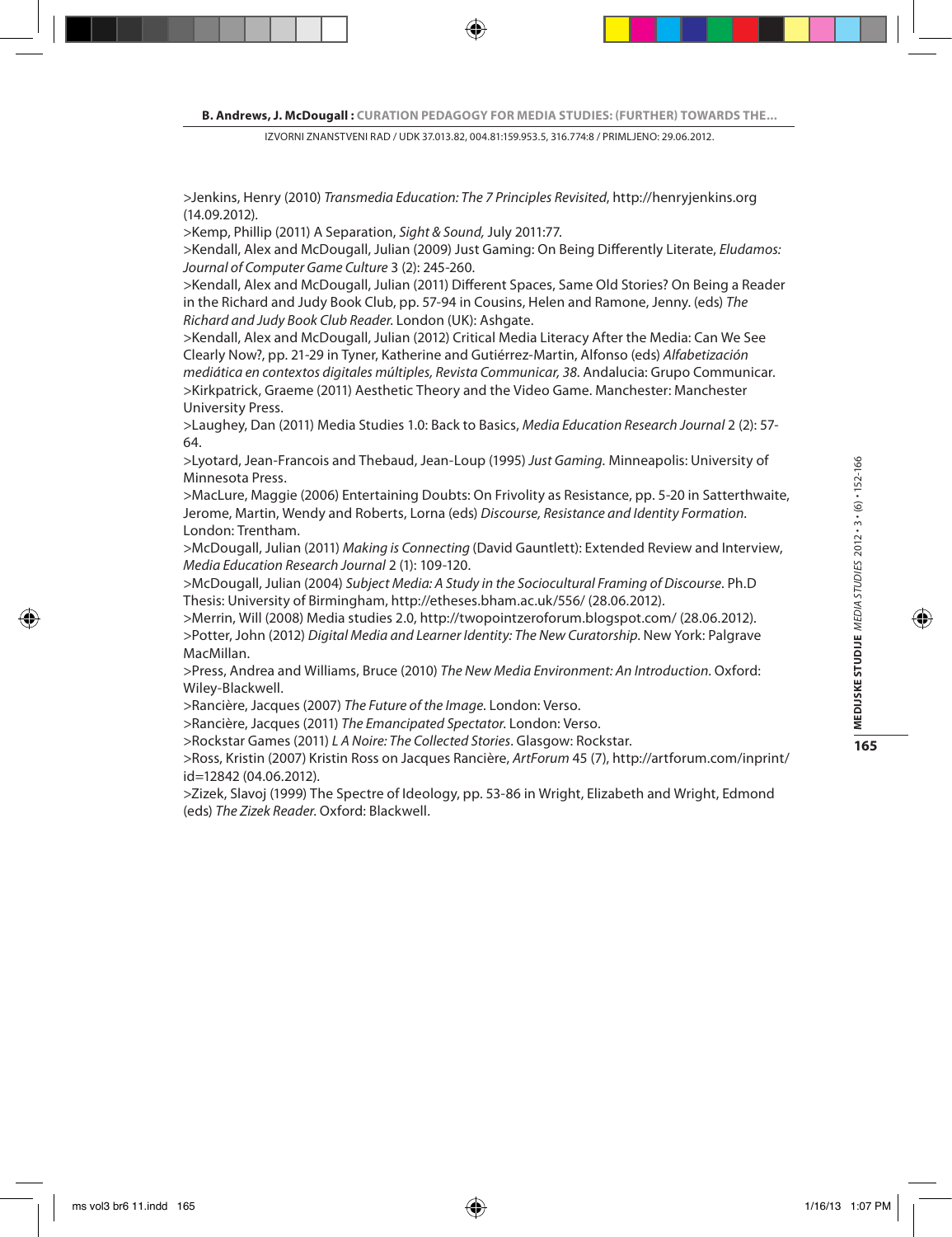>Jenkins, Henry (2010) *Transmedia Education: The 7 Principles Revisited*, http://henryjenkins.org (14.09.2012).

>Kemp, Phillip (2011) A Separation, *Sight & Sound*, July 2011:77.

>Kendall, Alex and McDougall, Julian (2009) Just Gaming: On Being Differently Literate, *Eludamos: Journal of Computer Game Culture* 3 (2): 245-260.

>Kendall, Alex and McDougall, Julian (2011) Different Spaces, Same Old Stories? On Being a Reader in the Richard and Judy Book Club, pp. 57-94 in Cousins, Helen and Ramone, Jenny. (eds) *The Richard and Judy Book Club Reader*. London (UK): Ashgate.

>Kendall, Alex and McDougall, Julian (2012) Critical Media Literacy After the Media: Can We See Clearly Now?, pp. 21-29 in Tyner, Katherine and Gutiérrez-Martin, Alfonso (eds) *Alfabetización mediática en contextos digitales múltiples, Revista Communicar, 38.* Andalucia: Grupo Communicar.

>Kirkpatrick, Graeme (2011) Aesthetic Theory and the Video Game. Manchester: Manchester University Press.

>Laughey, Dan (2011) Media Studies 1.0: Back to Basics, *Media Education Research Journal* 2 (2): 57-64.

>Lyotard, Jean-Francois and Thebaud, Jean-Loup (1995) *Just Gaming*. Minneapolis: University of Minnesota Press.

>MacLure, Maggie (2006) Entertaining Doubts: On Frivolity as Resistance, pp. 5-20 in Satterthwaite, Jerome, Martin, Wendy and Roberts, Lorna (eds) *Discourse, Resistance and Identity Formation*. London: Trentham.

>McDougall, Julian (2011) *Making is Connecting* (David Gauntlett): Extended Review and Interview, *Media Education Research Journal* 2 (1): 109-120.

>McDougall, Julian (2004) *Subject Media: A Study in the Sociocultural Framing of Discourse*. Ph.D Thesis: University of Birmingham, http://etheses.bham.ac.uk/556/ (28.06.2012).

>Merrin, Will (2008) Media studies 2.0, http://twopointzeroforum.blogspot.com/ (28.06.2012).

>Potter, John (2012) *Digital Media and Learner Identity: The New Curatorship*. New York: Palgrave MacMillan.

>Press, Andrea and Williams, Bruce (2010) *The New Media Environment: An Introduction*. Oxford: Wiley-Blackwell.

>Rancière, Jacques (2007) *The Future of the Image*. London: Verso.

>Rancière, Jacques (2011) *The Emancipated Spectator*. London: Verso.

>Rockstar Games (2011) *L A Noire: The Collected Stories*. Glasgow: Rockstar.

>Ross, Kristin (2007) Kristin Ross on Jacques Rancière, *ArtForum* 45 (7), http://artforum.com/inprint/id=12842 (04.06.2012).

>Zizek, Slavoj (1999) The Spectre of Ideology, pp. 53-86 in Wright, Elizabeth and Wright, Edmond (eds) *The Zizek Reader*. Oxford: Blackwell.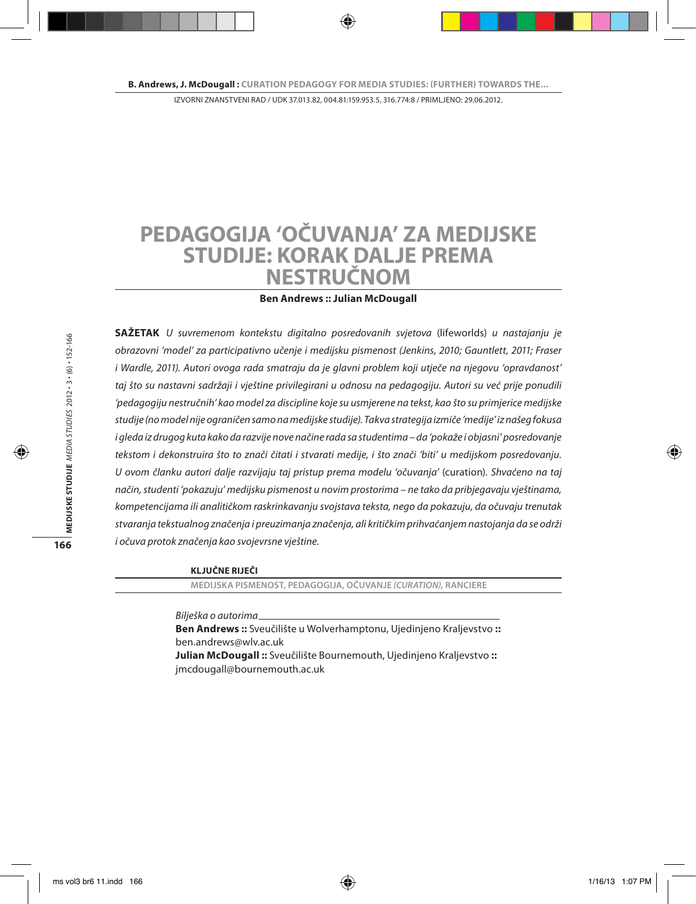IZVORNI ZNANSTVENI RAD / UDK 37.013.82, 004.81:159.953.5, 316.774:8 / PRIMLJENO: 29.06.2012.

# PEDAGOGIJA 'OČUVANJA' ZA MEDIJSKE STUDIJE: KORAK DALJE PREMA NESTRUČNOM

**Ben Andrews :: Julian McDougall**

**SAŽETAK** *U suvremenom kontekstu digitalno posredovanih svjetova* (lifeworlds) *u nastajanju je obrazovni 'model' za participativno učenje i medijsku pismenost (Jenkins, 2010; Gauntlett, 2011; Fraser i Wardle, 2011). Autori ovoga rada smatraju da je glavni problem koji utječe na njegovu 'opravdanost' taj što su nastavni sadržaji i vještine privilegirani u odnosu na pedagogiju. Autori su već prije ponudili 'pedagogiju nestručnih' kao model za discipline koje su usmjerene na tekst, kao što su primjerice medijske studije (no model nije ograničen samo na medijske studije). Takva strategija izmiče 'medije' iz našeg fokusa i gleda iz drugog kuta kako da razvije nove načine rada sa studentima – da 'pokaže i objasni' posredovanje tekstom i dekonstruira što to znači čitati i stvarati medije, i što znači 'biti' u medijskom posredovanju. U ovom članku autori dalje razvijaju taj pristup prema modelu 'očuvanja'* (curation). *Shvaćeno na taj način, studenti 'pokazuju' medijsku pismenost u novim prostorima – ne tako da pribjegavaju vještinama, kompetencijama ili analitičkom raskrinkavanju svojstava teksta, nego da pokazuju, da očuvaju trenutak stvaranja tekstualnog značenja i preuzimanja značenja, ali kritičkim prihvaćanjem nastojanja da se održi i očuva protok značenja kao svojevrsne vještine.*

**KLJUČNE RIJEČI**

MEDIJSKA PISMENOST, PEDAGOGIJA, OČUVANJE *(CURATION)*, RANCIERE

*Bilješka o autorima*

**Ben Andrews ::** Sveučilište u Wolverhamptonu, Ujedinjeno Kraljevstvo **::** ben.andrews@wlv.ac.uk

**Julian McDougall ::** Sveučilište Bournemouth, Ujedinjeno Kraljevstvo **::** jmcdougall@bournemouth.ac.uk